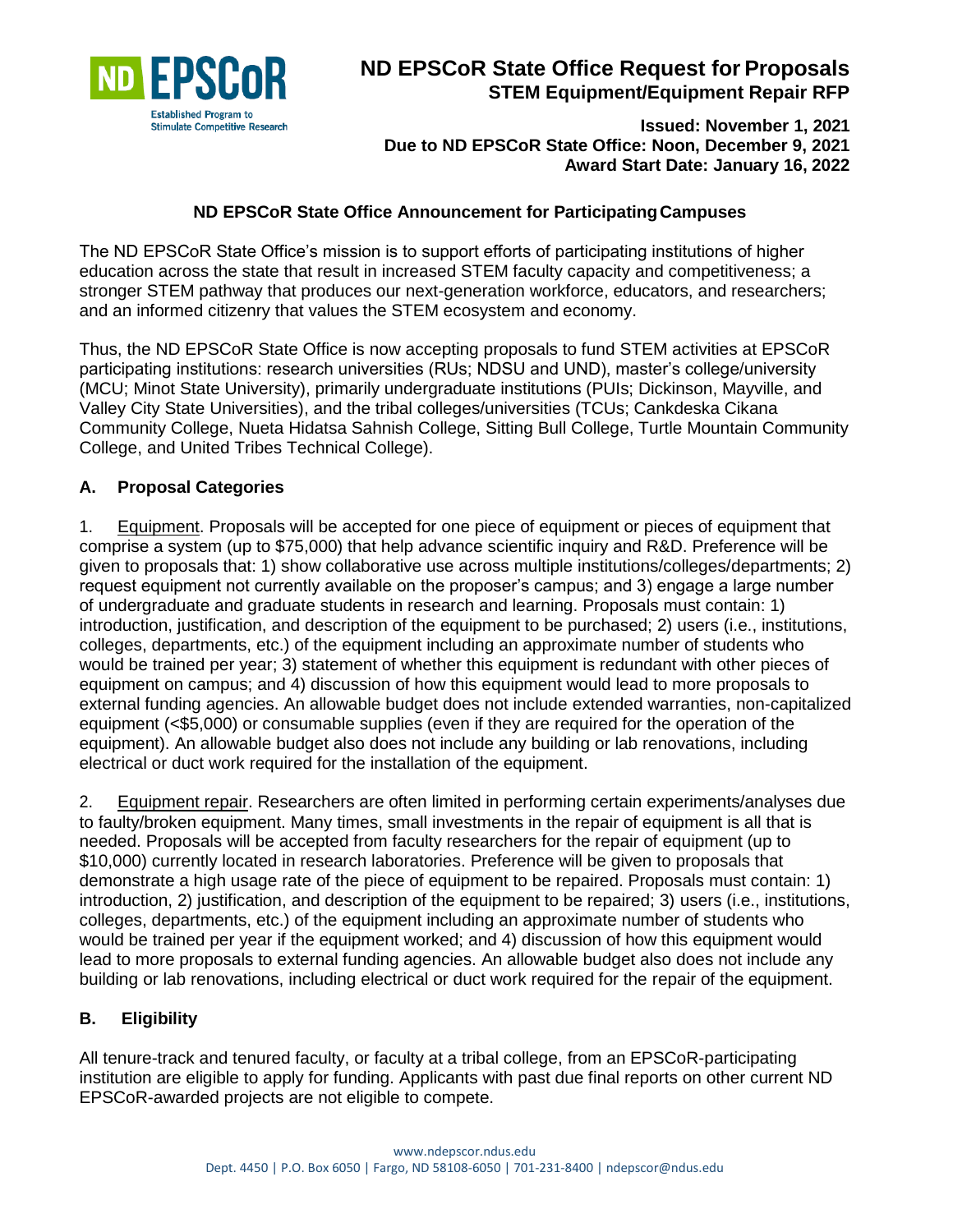ND EPSCoR
Established Program to Stimulate Competitive Research

# ND EPSCoR State Office Request for Proposals
## STEM Equipment/Equipment Repair RFP

**Issued: November 1, 2021**
**Due to ND EPSCoR State Office: Noon, December 9, 2021**
**Award Start Date: January 16, 2022**

### ND EPSCoR State Office Announcement for Participating Campuses

The ND EPSCoR State Office's mission is to support efforts of participating institutions of higher education across the state that result in increased STEM faculty capacity and competitiveness; a stronger STEM pathway that produces our next-generation workforce, educators, and researchers; and an informed citizenry that values the STEM ecosystem and economy.

Thus, the ND EPSCoR State Office is now accepting proposals to fund STEM activities at EPSCoR participating institutions: research universities (RUs; NDSU and UND), master's college/university (MCU; Minot State University), primarily undergraduate institutions (PUIs; Dickinson, Mayville, and Valley City State Universities), and the tribal colleges/universities (TCUs; Cankdeska Cikana Community College, Nueta Hidatsa Sahnish College, Sitting Bull College, Turtle Mountain Community College, and United Tribes Technical College).

### A. Proposal Categories

1. Equipment. Proposals will be accepted for one piece of equipment or pieces of equipment that comprise a system (up to $75,000) that help advance scientific inquiry and R&D. Preference will be given to proposals that: 1) show collaborative use across multiple institutions/colleges/departments; 2) request equipment not currently available on the proposer's campus; and 3) engage a large number of undergraduate and graduate students in research and learning. Proposals must contain: 1) introduction, justification, and description of the equipment to be purchased; 2) users (i.e., institutions, colleges, departments, etc.) of the equipment including an approximate number of students who would be trained per year; 3) statement of whether this equipment is redundant with other pieces of equipment on campus; and 4) discussion of how this equipment would lead to more proposals to external funding agencies. An allowable budget does not include extended warranties, non-capitalized equipment (<$5,000) or consumable supplies (even if they are required for the operation of the equipment). An allowable budget also does not include any building or lab renovations, including electrical or duct work required for the installation of the equipment.

2. Equipment repair. Researchers are often limited in performing certain experiments/analyses due to faulty/broken equipment. Many times, small investments in the repair of equipment is all that is needed. Proposals will be accepted from faculty researchers for the repair of equipment (up to $10,000) currently located in research laboratories. Preference will be given to proposals that demonstrate a high usage rate of the piece of equipment to be repaired. Proposals must contain: 1) introduction, 2) justification, and description of the equipment to be repaired; 3) users (i.e., institutions, colleges, departments, etc.) of the equipment including an approximate number of students who would be trained per year if the equipment worked; and 4) discussion of how this equipment would lead to more proposals to external funding agencies. An allowable budget also does not include any building or lab renovations, including electrical or duct work required for the repair of the equipment.

### B. Eligibility

All tenure-track and tenured faculty, or faculty at a tribal college, from an EPSCoR-participating institution are eligible to apply for funding. Applicants with past due final reports on other current ND EPSCoR-awarded projects are not eligible to compete.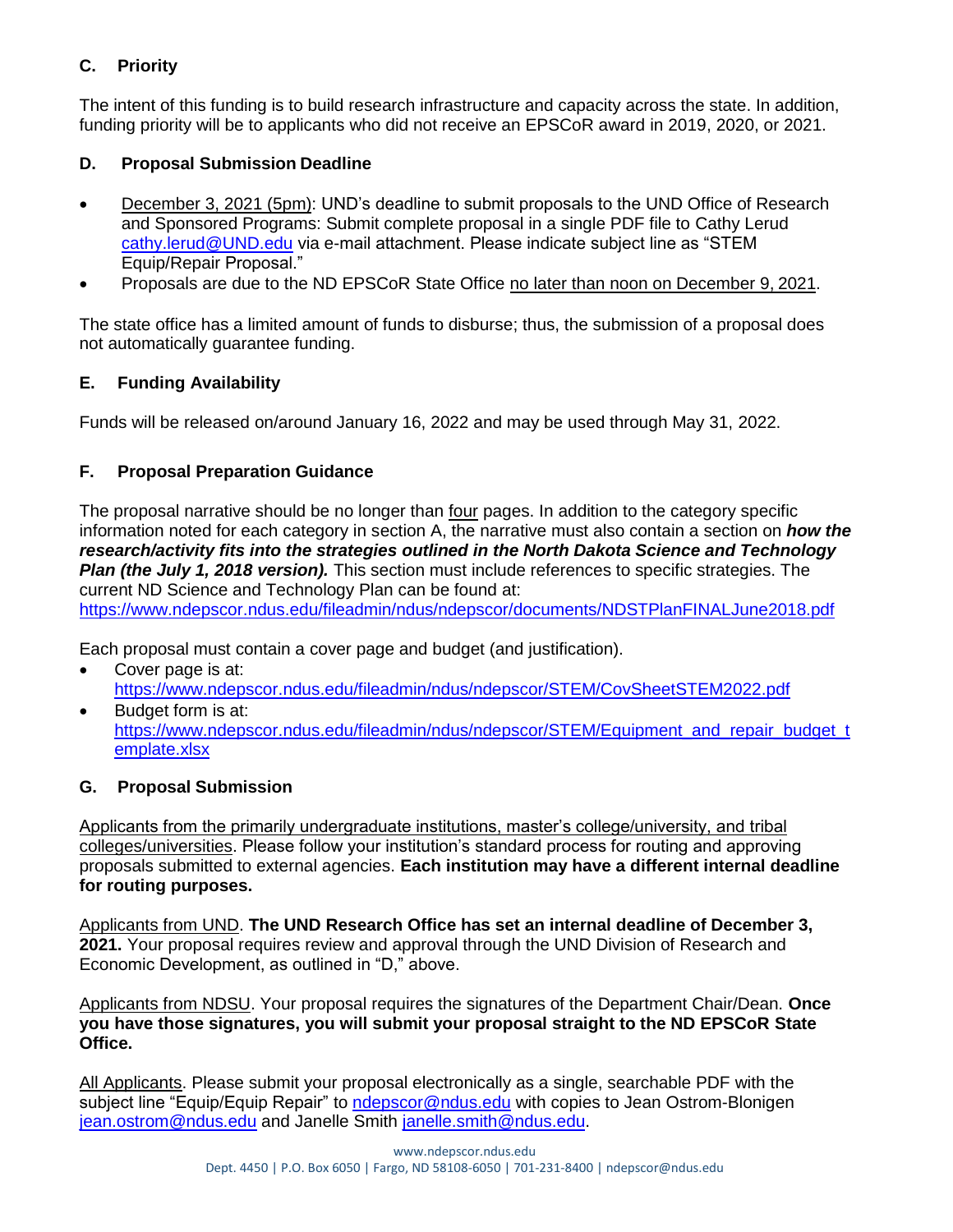## C. Priority

The intent of this funding is to build research infrastructure and capacity across the state. In addition, funding priority will be to applicants who did not receive an EPSCoR award in 2019, 2020, or 2021.

## D. Proposal Submission Deadline

- December 3, 2021 (5pm): UND's deadline to submit proposals to the UND Office of Research and Sponsored Programs: Submit complete proposal in a single PDF file to Cathy Lerud cathy.lerud@UND.edu via e-mail attachment. Please indicate subject line as "STEM Equip/Repair Proposal."
- Proposals are due to the ND EPSCoR State Office no later than noon on December 9, 2021.

The state office has a limited amount of funds to disburse; thus, the submission of a proposal does not automatically guarantee funding.

## E. Funding Availability

Funds will be released on/around January 16, 2022 and may be used through May 31, 2022.

## F. Proposal Preparation Guidance

The proposal narrative should be no longer than four pages. In addition to the category specific information noted for each category in section A, the narrative must also contain a section on ***how the research/activity fits into the strategies outlined in the North Dakota Science and Technology Plan (the July 1, 2018 version).*** This section must include references to specific strategies. The current ND Science and Technology Plan can be found at: https://www.ndepscor.ndus.edu/fileadmin/ndus/ndepscor/documents/NDSTPlanFINALJune2018.pdf

Each proposal must contain a cover page and budget (and justification).

- Cover page is at: https://www.ndepscor.ndus.edu/fileadmin/ndus/ndepscor/STEM/CovSheetSTEM2022.pdf
- Budget form is at: https://www.ndepscor.ndus.edu/fileadmin/ndus/ndepscor/STEM/Equipment_and_repair_budget_template.xlsx

## G. Proposal Submission

Applicants from the primarily undergraduate institutions, master's college/university, and tribal colleges/universities. Please follow your institution's standard process for routing and approving proposals submitted to external agencies. **Each institution may have a different internal deadline for routing purposes.**

Applicants from UND. **The UND Research Office has set an internal deadline of December 3, 2021.** Your proposal requires review and approval through the UND Division of Research and Economic Development, as outlined in "D," above.

Applicants from NDSU. Your proposal requires the signatures of the Department Chair/Dean. **Once you have those signatures, you will submit your proposal straight to the ND EPSCoR State Office.**

All Applicants. Please submit your proposal electronically as a single, searchable PDF with the subject line "Equip/Equip Repair" to ndepscor@ndus.edu with copies to Jean Ostrom-Blonigen jean.ostrom@ndus.edu and Janelle Smith janelle.smith@ndus.edu.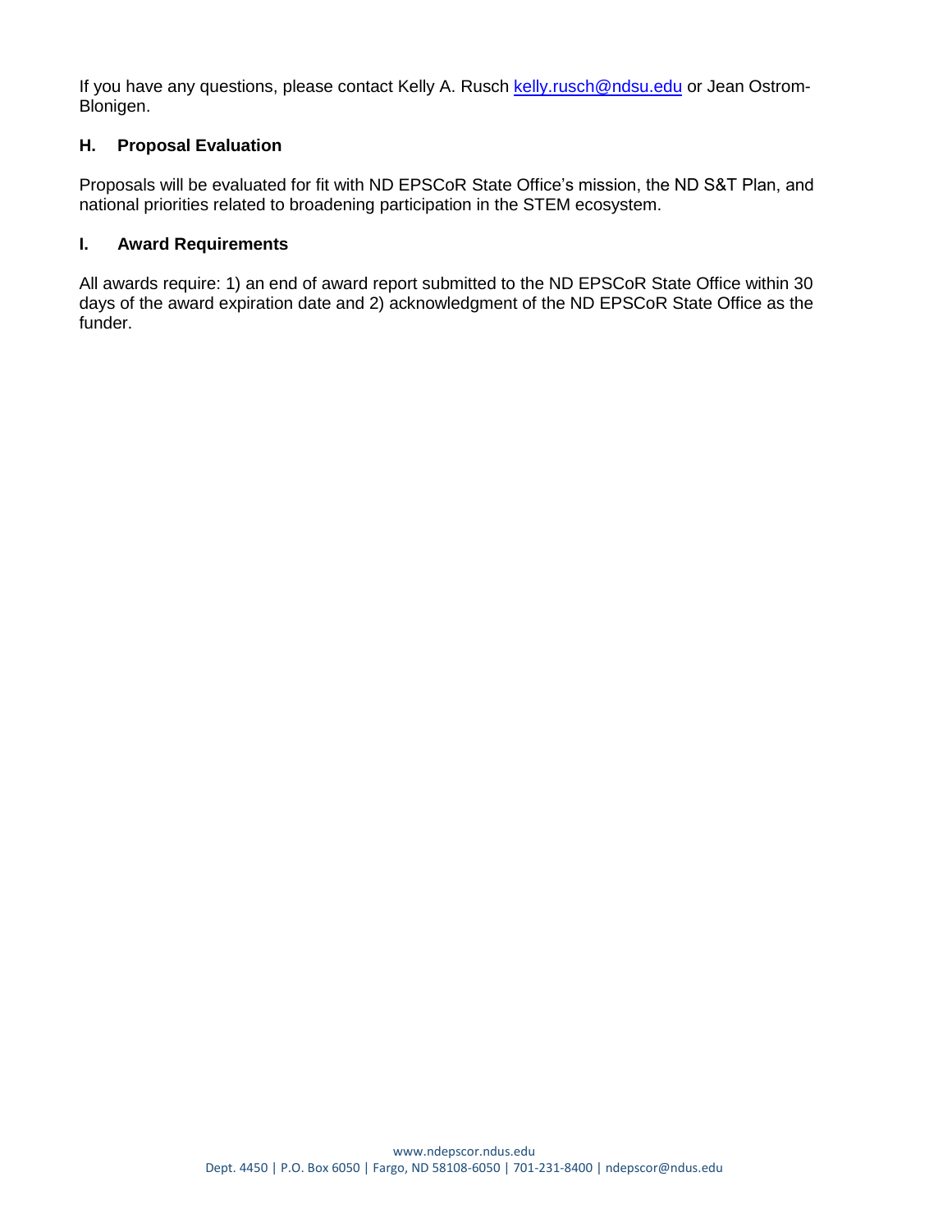If you have any questions, please contact Kelly A. Rusch [kelly.rusch@ndsu.edu](mailto:kelly.rusch@ndsu.edu) or Jean Ostrom-Blonigen.

### H. Proposal Evaluation

Proposals will be evaluated for fit with ND EPSCoR State Office's mission, the ND S&T Plan, and national priorities related to broadening participation in the STEM ecosystem.

### I. Award Requirements

All awards require: 1) an end of award report submitted to the ND EPSCoR State Office within 30 days of the award expiration date and 2) acknowledgment of the ND EPSCoR State Office as the funder.